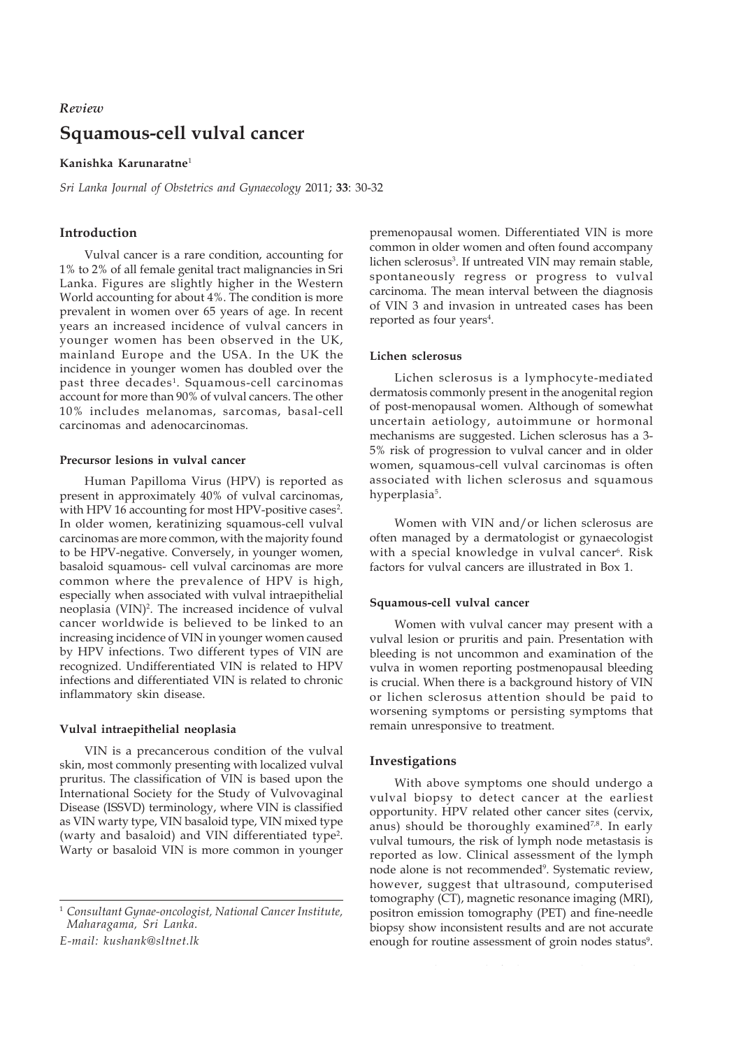*Review*

# Squamous-cell vulval cancer

**Kanishka Karunaratne**[1]

*Sri Lanka Journal of Obstetrics and Gynaecology* 2011; **33**: 30-32

## Introduction

Vulval cancer is a rare condition, accounting for 1% to 2% of all female genital tract malignancies in Sri Lanka. Figures are slightly higher in the Western World accounting for about 4%. The condition is more prevalent in women over 65 years of age. In recent years an increased incidence of vulval cancers in younger women has been observed in the UK, mainland Europe and the USA. In the UK the incidence in younger women has doubled over the past three decades[1]. Squamous-cell carcinomas account for more than 90% of vulval cancers. The other 10% includes melanomas, sarcomas, basal-cell carcinomas and adenocarcinomas.

### Precursor lesions in vulval cancer

Human Papilloma Virus (HPV) is reported as present in approximately 40% of vulval carcinomas, with HPV 16 accounting for most HPV-positive cases[2]. In older women, keratinizing squamous-cell vulval carcinomas are more common, with the majority found to be HPV-negative. Conversely, in younger women, basaloid squamous- cell vulval carcinomas are more common where the prevalence of HPV is high, especially when associated with vulval intraepithelial neoplasia (VIN)[2]. The increased incidence of vulval cancer worldwide is believed to be linked to an increasing incidence of VIN in younger women caused by HPV infections. Two different types of VIN are recognized. Undifferentiated VIN is related to HPV infections and differentiated VIN is related to chronic inflammatory skin disease.

### Vulval intraepithelial neoplasia

VIN is a precancerous condition of the vulval skin, most commonly presenting with localized vulval pruritus. The classification of VIN is based upon the International Society for the Study of Vulvovaginal Disease (ISSVD) terminology, where VIN is classified as VIN warty type, VIN basaloid type, VIN mixed type (warty and basaloid) and VIN differentiated type[2]. Warty or basaloid VIN is more common in younger premenopausal women. Differentiated VIN is more common in older women and often found accompany lichen sclerosus[3]. If untreated VIN may remain stable, spontaneously regress or progress to vulval carcinoma. The mean interval between the diagnosis of VIN 3 and invasion in untreated cases has been reported as four years[4].

### Lichen sclerosus

Lichen sclerosus is a lymphocyte-mediated dermatosis commonly present in the anogenital region of post-menopausal women. Although of somewhat uncertain aetiology, autoimmune or hormonal mechanisms are suggested. Lichen sclerosus has a 3-5% risk of progression to vulval cancer and in older women, squamous-cell vulval carcinomas is often associated with lichen sclerosus and squamous hyperplasia[5].

Women with VIN and/or lichen sclerosus are often managed by a dermatologist or gynaecologist with a special knowledge in vulval cancer[6]. Risk factors for vulval cancers are illustrated in Box 1.

### Squamous-cell vulval cancer

Women with vulval cancer may present with a vulval lesion or pruritis and pain. Presentation with bleeding is not uncommon and examination of the vulva in women reporting postmenopausal bleeding is crucial. When there is a background history of VIN or lichen sclerosus attention should be paid to worsening symptoms or persisting symptoms that remain unresponsive to treatment.

## Investigations

With above symptoms one should undergo a vulval biopsy to detect cancer at the earliest opportunity. HPV related other cancer sites (cervix, anus) should be thoroughly examined[7,8]. In early vulval tumours, the risk of lymph node metastasis is reported as low. Clinical assessment of the lymph node alone is not recommended[9]. Systematic review, however, suggest that ultrasound, computerised tomography (CT), magnetic resonance imaging (MRI), positron emission tomography (PET) and fine-needle biopsy show inconsistent results and are not accurate enough for routine assessment of groin nodes status[9].

---

[1] *Consultant Gynae-oncologist, National Cancer Institute, Maharagama, Sri Lanka.*

*E-mail: kushank@sltnet.lk*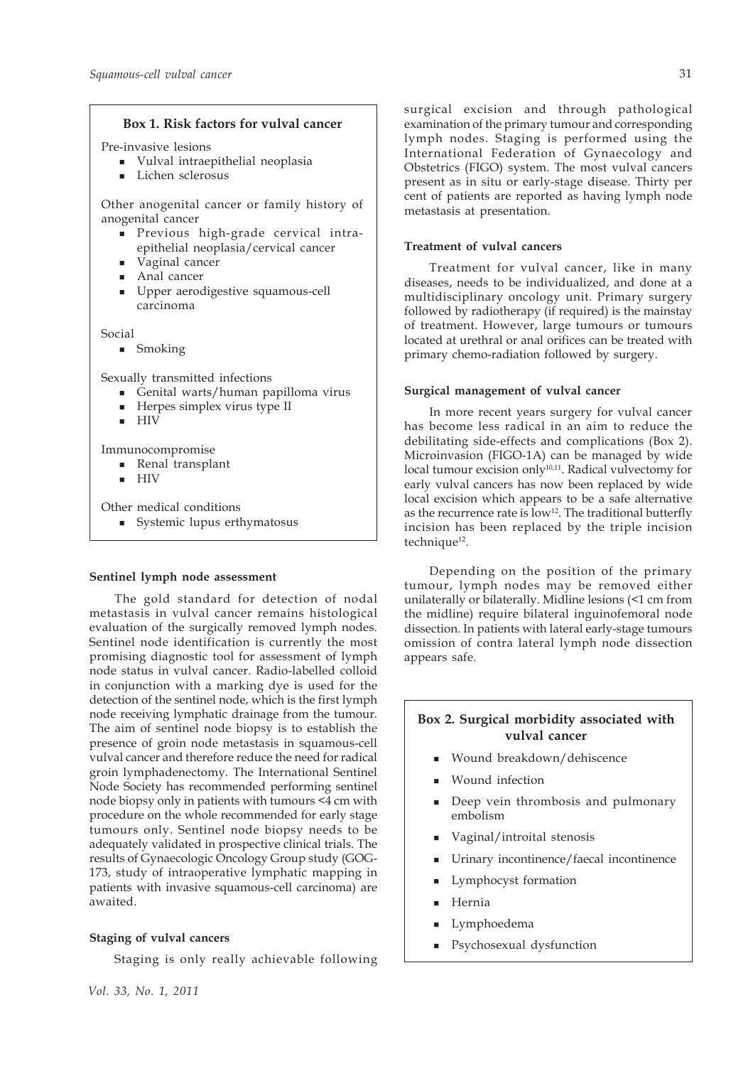**Box 1. Risk factors for vulval cancer**

Pre-invasive lesions

- Vulval intraepithelial neoplasia
- Lichen sclerosus

Other anogenital cancer or family history of anogenital cancer

- Previous high-grade cervical intra-epithelial neoplasia/cervical cancer
- Vaginal cancer
- Anal cancer
- Upper aerodigestive squamous-cell carcinoma

Social

- Smoking

Sexually transmitted infections

- Genital warts/human papilloma virus
- Herpes simplex virus type II
- HIV

Immunocompromise

- Renal transplant
- HIV

Other medical conditions

- Systemic lupus erthymatosus

#### Sentinel lymph node assessment

The gold standard for detection of nodal metastasis in vulval cancer remains histological evaluation of the surgically removed lymph nodes. Sentinel node identification is currently the most promising diagnostic tool for assessment of lymph node status in vulval cancer. Radio-labelled colloid in conjunction with a marking dye is used for the detection of the sentinel node, which is the first lymph node receiving lymphatic drainage from the tumour. The aim of sentinel node biopsy is to establish the presence of groin node metastasis in squamous-cell vulval cancer and therefore reduce the need for radical groin lymphadenectomy. The International Sentinel Node Society has recommended performing sentinel node biopsy only in patients with tumours <4 cm with procedure on the whole recommended for early stage tumours only. Sentinel node biopsy needs to be adequately validated in prospective clinical trials. The results of Gynaecologic Oncology Group study (GOG-173, study of intraoperative lymphatic mapping in patients with invasive squamous-cell carcinoma) are awaited.

#### Staging of vulval cancers

Staging is only really achievable following surgical excision and through pathological examination of the primary tumour and corresponding lymph nodes. Staging is performed using the International Federation of Gynaecology and Obstetrics (FIGO) system. The most vulval cancers present as in situ or early-stage disease. Thirty per cent of patients are reported as having lymph node metastasis at presentation.

#### Treatment of vulval cancers

Treatment for vulval cancer, like in many diseases, needs to be individualized, and done at a multidisciplinary oncology unit. Primary surgery followed by radiotherapy (if required) is the mainstay of treatment. However, large tumours or tumours located at urethral or anal orifices can be treated with primary chemo-radiation followed by surgery.

#### Surgical management of vulval cancer

In more recent years surgery for vulval cancer has become less radical in an aim to reduce the debilitating side-effects and complications (Box 2). Microinvasion (FIGO-1A) can be managed by wide local tumour excision only[10,11]. Radical vulvectomy for early vulval cancers has now been replaced by wide local excision which appears to be a safe alternative as the recurrence rate is low[12]. The traditional butterfly incision has been replaced by the triple incision technique[12].

Depending on the position of the primary tumour, lymph nodes may be removed either unilaterally or bilaterally. Midline lesions (<1 cm from the midline) require bilateral inguinofemoral node dissection. In patients with lateral early-stage tumours omission of contra lateral lymph node dissection appears safe.

**Box 2. Surgical morbidity associated with vulval cancer**

- Wound breakdown/dehiscence
- Wound infection
- Deep vein thrombosis and pulmonary embolism
- Vaginal/introital stenosis
- Urinary incontinence/faecal incontinence
- Lymphocyst formation
- Hernia
- Lymphoedema
- Psychosexual dysfunction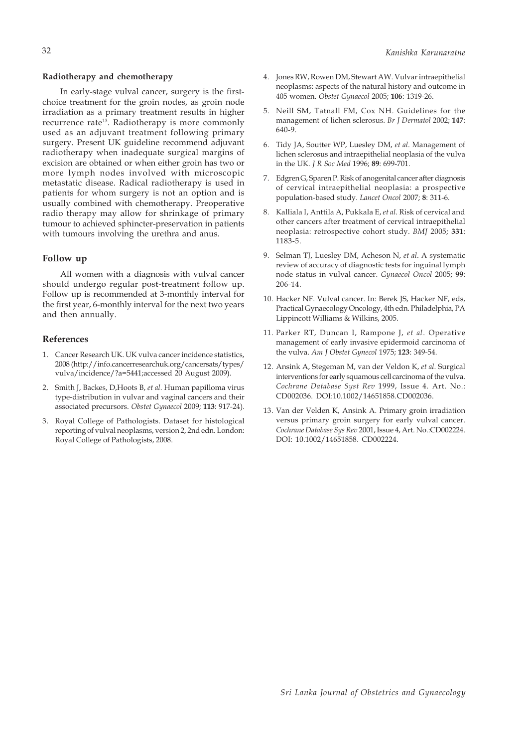**Radiotherapy and chemotherapy**

In early-stage vulval cancer, surgery is the first-choice treatment for the groin nodes, as groin node irradiation as a primary treatment results in higher recurrence rate[13]. Radiotherapy is more commonly used as an adjuvant treatment following primary surgery. Present UK guideline recommend adjuvant radiotherapy when inadequate surgical margins of excision are obtained or when either groin has two or more lymph nodes involved with microscopic metastatic disease. Radical radiotherapy is used in patients for whom surgery is not an option and is usually combined with chemotherapy. Preoperative radio therapy may allow for shrinkage of primary tumour to achieved sphincter-preservation in patients with tumours involving the urethra and anus.

## Follow up

All women with a diagnosis with vulval cancer should undergo regular post-treatment follow up. Follow up is recommended at 3-monthly interval for the first year, 6-monthly interval for the next two years and then annually.

## References

1. Cancer Research UK. UK vulva cancer incidence statistics, 2008 (http://info.cancerresearchuk.org/cancersats/types/vulva/incidence/?a=5441;accessed 20 August 2009).
2. Smith J, Backes, D,Hoots B, *et al*. Human papilloma virus type-distribution in vulvar and vaginal cancers and their associated precursors. *Obstet Gynaecol* 2009; **113**: 917-24).
3. Royal College of Pathologists. Dataset for histological reporting of vulval neoplasms, version 2, 2nd edn. London: Royal College of Pathologists, 2008.
4. Jones RW, Rowen DM, Stewart AW. Vulvar intraepithelial neoplasms: aspects of the natural history and outcome in 405 women. *Obstet Gynaecol* 2005; **106**: 1319-26.
5. Neill SM, Tatnall FM, Cox NH. Guidelines for the management of lichen sclerosus. *Br J Dermatol* 2002; **147**: 640-9.
6. Tidy JA, Soutter WP, Luesley DM, *et al*. Management of lichen sclerosus and intraepithelial neoplasia of the vulva in the UK. *J R Soc Med* 1996; **89**: 699-701.
7. Edgren G, Sparen P. Risk of anogenital cancer after diagnosis of cervical intraepithelial neoplasia: a prospective population-based study. *Lancet Oncol* 2007; **8**: 311-6.
8. Kalliala I, Anttila A, Pukkala E, *et al*. Risk of cervical and other cancers after treatment of cervical intraepithelial neoplasia: retrospective cohort study. *BMJ* 2005; **331**: 1183-5.
9. Selman TJ, Luesley DM, Acheson N, *et al*. A systematic review of accuracy of diagnostic tests for inguinal lymph node status in vulval cancer. *Gynaecol Oncol* 2005; **99**: 206-14.
10. Hacker NF. Vulval cancer. In: Berek JS, Hacker NF, eds, Practical Gynaecology Oncology, 4th edn. Philadelphia, PA Lippincott Williams & Wilkins, 2005.
11. Parker RT, Duncan I, Rampone J, *et al*. Operative management of early invasive epidermoid carcinoma of the vulva. *Am J Obstet Gynecol* 1975; **123**: 349-54.
12. Ansink A, Stegeman M, van der Veldon K, *et al*. Surgical interventions for early squamous cell carcinoma of the vulva. *Cochrane Database Syst Rev* 1999, Issue 4. Art. No.: CD002036. DOI:10.1002/14651858.CD002036.
13. Van der Velden K, Ansink A. Primary groin irradiation versus primary groin surgery for early vulval cancer. *Cochrane Database Sys Rev* 2001, Issue 4, Art. No.:CD002224. DOI: 10.1002/14651858. CD002224.